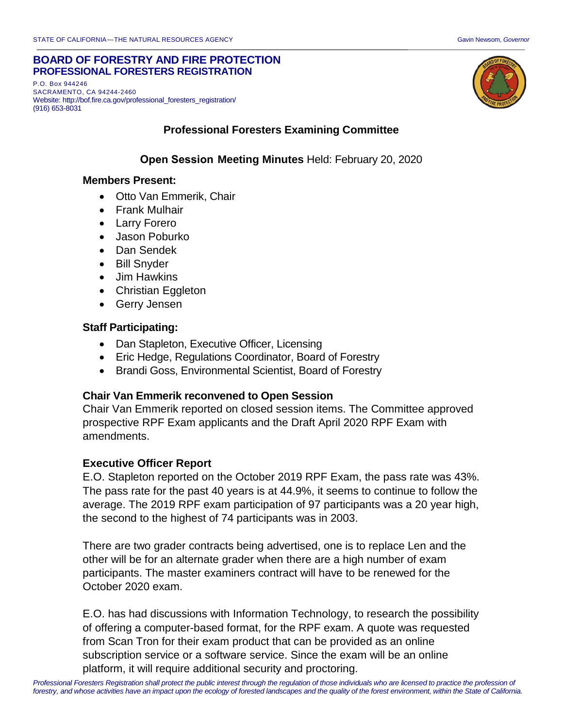STATE OF CALIFORNIA—THE NATURAL RESOURCES AGENCY

Gavin Newsom, *Governor*

# BOARD OF FORESTRY AND FIRE PROTECTION
## PROFESSIONAL FORESTERS REGISTRATION

P.O. Box 944246
SACRAMENTO, CA 94244-2460
Website: http://bof.fire.ca.gov/professional_foresters_registration/
(916) 653-8031

## Professional Foresters Examining Committee

**Open Session Meeting Minutes** Held: February 20, 2020

### Members Present:

- Otto Van Emmerik, Chair
- Frank Mulhair
- Larry Forero
- Jason Poburko
- Dan Sendek
- Bill Snyder
- Jim Hawkins
- Christian Eggleton
- Gerry Jensen

### Staff Participating:

- Dan Stapleton, Executive Officer, Licensing
- Eric Hedge, Regulations Coordinator, Board of Forestry
- Brandi Goss, Environmental Scientist, Board of Forestry

### Chair Van Emmerik reconvened to Open Session

Chair Van Emmerik reported on closed session items. The Committee approved prospective RPF Exam applicants and the Draft April 2020 RPF Exam with amendments.

### Executive Officer Report

E.O. Stapleton reported on the October 2019 RPF Exam, the pass rate was 43%. The pass rate for the past 40 years is at 44.9%, it seems to continue to follow the average. The 2019 RPF exam participation of 97 participants was a 20 year high, the second to the highest of 74 participants was in 2003.

There are two grader contracts being advertised, one is to replace Len and the other will be for an alternate grader when there are a high number of exam participants. The master examiners contract will have to be renewed for the October 2020 exam.

E.O. has had discussions with Information Technology, to research the possibility of offering a computer-based format, for the RPF exam. A quote was requested from Scan Tron for their exam product that can be provided as an online subscription service or a software service. Since the exam will be an online platform, it will require additional security and proctoring.

*Professional Foresters Registration shall protect the public interest through the regulation of those individuals who are licensed to practice the profession of forestry, and whose activities have an impact upon the ecology of forested landscapes and the quality of the forest environment, within the State of California.*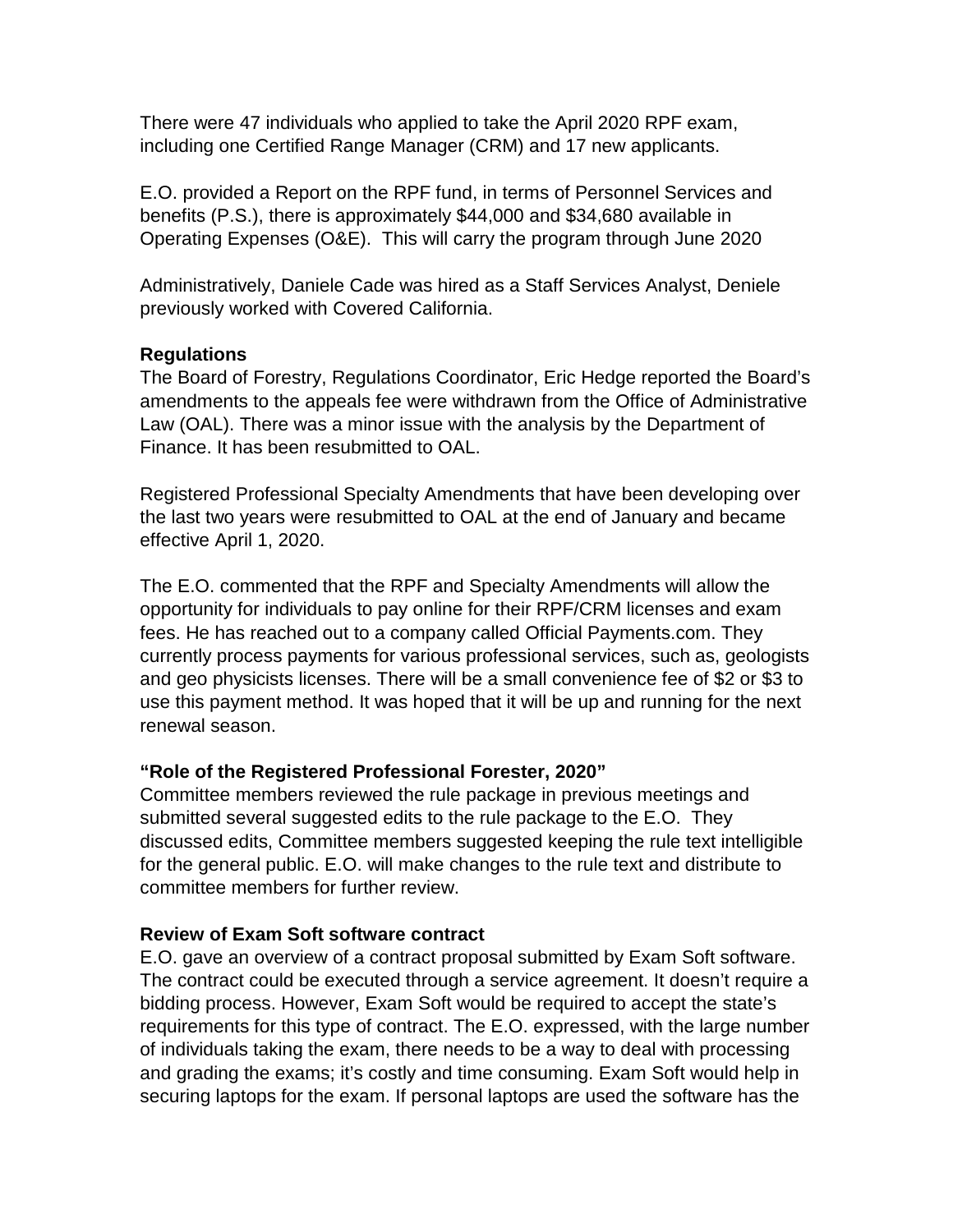There were 47 individuals who applied to take the April 2020 RPF exam, including one Certified Range Manager (CRM) and 17 new applicants.

E.O. provided a Report on the RPF fund, in terms of Personnel Services and benefits (P.S.), there is approximately $44,000 and $34,680 available in Operating Expenses (O&E). This will carry the program through June 2020

Administratively, Daniele Cade was hired as a Staff Services Analyst, Deniele previously worked with Covered California.

**Regulations**

The Board of Forestry, Regulations Coordinator, Eric Hedge reported the Board's amendments to the appeals fee were withdrawn from the Office of Administrative Law (OAL). There was a minor issue with the analysis by the Department of Finance. It has been resubmitted to OAL.

Registered Professional Specialty Amendments that have been developing over the last two years were resubmitted to OAL at the end of January and became effective April 1, 2020.

The E.O. commented that the RPF and Specialty Amendments will allow the opportunity for individuals to pay online for their RPF/CRM licenses and exam fees. He has reached out to a company called Official Payments.com. They currently process payments for various professional services, such as, geologists and geo physicists licenses. There will be a small convenience fee of $2 or $3 to use this payment method. It was hoped that it will be up and running for the next renewal season.

**"Role of the Registered Professional Forester, 2020"**

Committee members reviewed the rule package in previous meetings and submitted several suggested edits to the rule package to the E.O. They discussed edits, Committee members suggested keeping the rule text intelligible for the general public. E.O. will make changes to the rule text and distribute to committee members for further review.

**Review of Exam Soft software contract**

E.O. gave an overview of a contract proposal submitted by Exam Soft software. The contract could be executed through a service agreement. It doesn't require a bidding process. However, Exam Soft would be required to accept the state's requirements for this type of contract. The E.O. expressed, with the large number of individuals taking the exam, there needs to be a way to deal with processing and grading the exams; it's costly and time consuming. Exam Soft would help in securing laptops for the exam. If personal laptops are used the software has the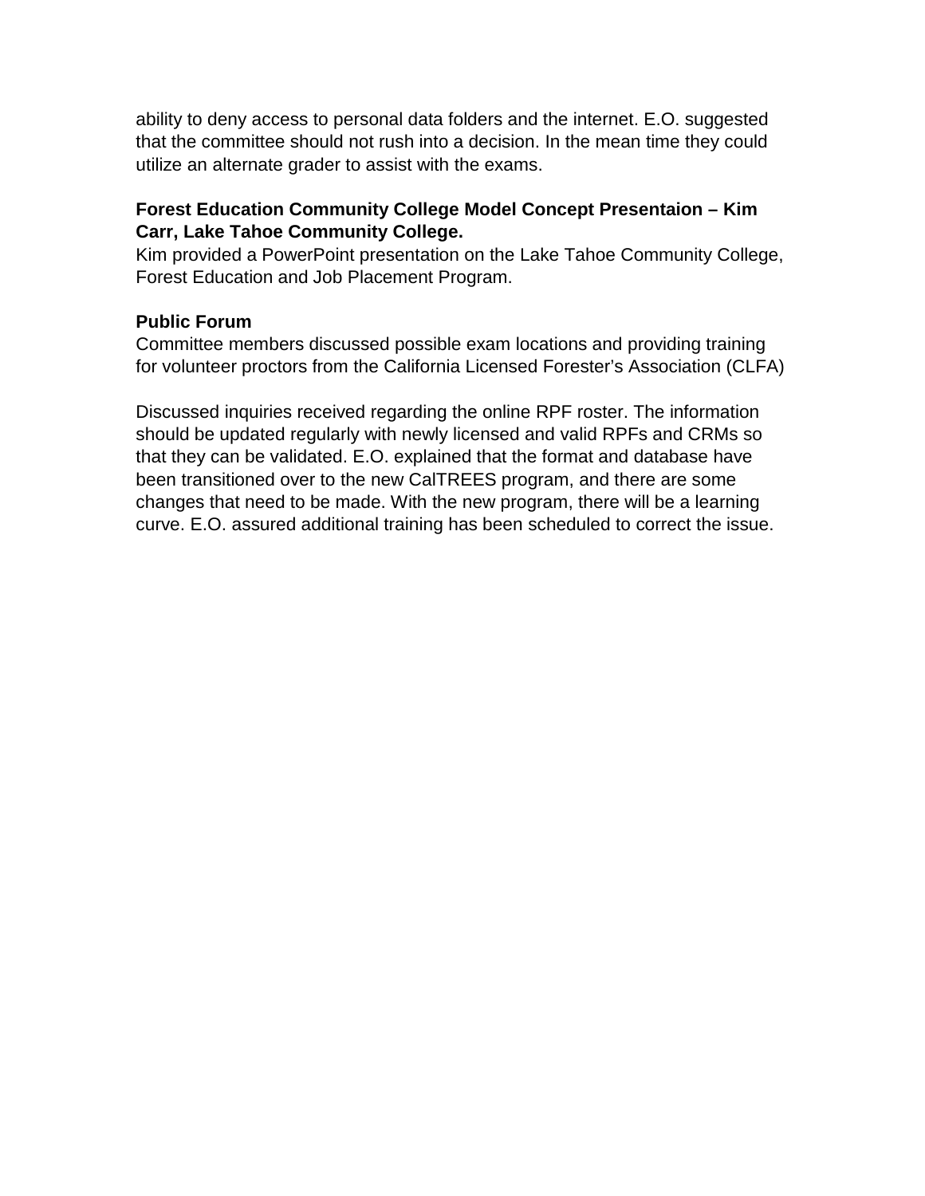ability to deny access to personal data folders and the internet. E.O. suggested that the committee should not rush into a decision. In the mean time they could utilize an alternate grader to assist with the exams.

**Forest Education Community College Model Concept Presentaion – Kim Carr, Lake Tahoe Community College.**

Kim provided a PowerPoint presentation on the Lake Tahoe Community College, Forest Education and Job Placement Program.

**Public Forum**

Committee members discussed possible exam locations and providing training for volunteer proctors from the California Licensed Forester's Association (CLFA)

Discussed inquiries received regarding the online RPF roster. The information should be updated regularly with newly licensed and valid RPFs and CRMs so that they can be validated. E.O. explained that the format and database have been transitioned over to the new CalTREES program, and there are some changes that need to be made. With the new program, there will be a learning curve. E.O. assured additional training has been scheduled to correct the issue.